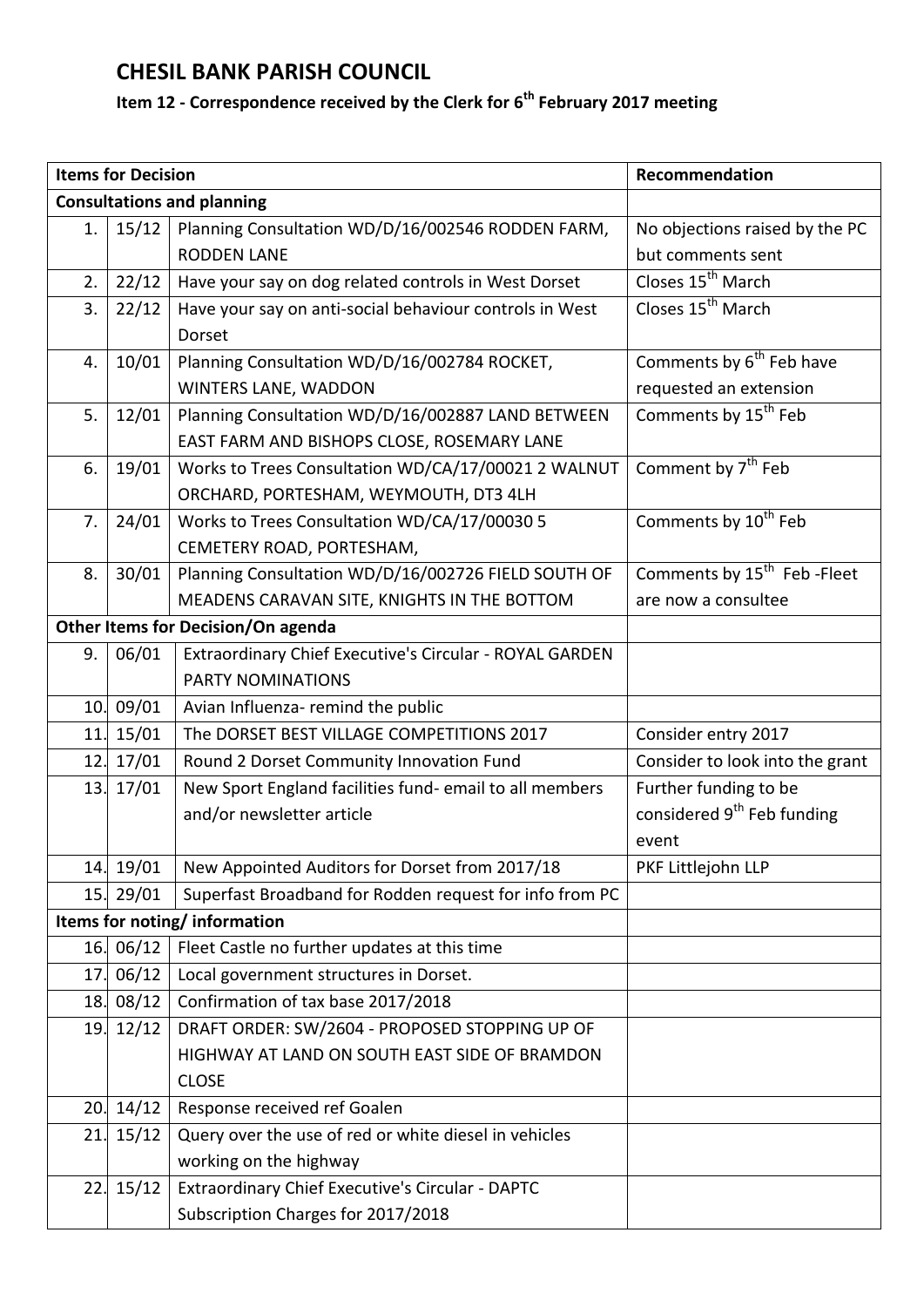# CHESIL BANK PARISH COUNCIL

## Item 12 - Correspondence received by the Clerk for 6th February 2017 meeting

| Items for Decision | | | Recommendation |
|---|---|---|---|
| **Consultations and planning** | | | |
| 1. | 15/12 | Planning Consultation WD/D/16/002546 RODDEN FARM, RODDEN LANE | No objections raised by the PC but comments sent |
| 2. | 22/12 | Have your say on dog related controls in West Dorset | Closes 15th March |
| 3. | 22/12 | Have your say on anti-social behaviour controls in West Dorset | Closes 15th March |
| 4. | 10/01 | Planning Consultation WD/D/16/002784 ROCKET, WINTERS LANE, WADDON | Comments by 6th Feb have requested an extension |
| 5. | 12/01 | Planning Consultation WD/D/16/002887 LAND BETWEEN EAST FARM AND BISHOPS CLOSE, ROSEMARY LANE | Comments by 15th Feb |
| 6. | 19/01 | Works to Trees Consultation WD/CA/17/00021 2 WALNUT ORCHARD, PORTESHAM, WEYMOUTH, DT3 4LH | Comment by 7th Feb |
| 7. | 24/01 | Works to Trees Consultation WD/CA/17/00030 5 CEMETERY ROAD, PORTESHAM, | Comments by 10th Feb |
| 8. | 30/01 | Planning Consultation WD/D/16/002726 FIELD SOUTH OF MEADENS CARAVAN SITE, KNIGHTS IN THE BOTTOM | Comments by 15th Feb -Fleet are now a consultee |
| **Other Items for Decision/On agenda** | | | |
| 9. | 06/01 | Extraordinary Chief Executive's Circular - ROYAL GARDEN PARTY NOMINATIONS | |
| 10. | 09/01 | Avian Influenza- remind the public | |
| 11. | 15/01 | The DORSET BEST VILLAGE COMPETITIONS 2017 | Consider entry 2017 |
| 12. | 17/01 | Round 2 Dorset Community Innovation Fund | Consider to look into the grant |
| 13. | 17/01 | New Sport England facilities fund- email to all members and/or newsletter article | Further funding to be considered 9th Feb funding event |
| 14. | 19/01 | New Appointed Auditors for Dorset from 2017/18 | PKF Littlejohn LLP |
| 15. | 29/01 | Superfast Broadband for Rodden request for info from PC | |
| **Items for noting/ information** | | | |
| 16. | 06/12 | Fleet Castle no further updates at this time | |
| 17. | 06/12 | Local government structures in Dorset. | |
| 18. | 08/12 | Confirmation of tax base 2017/2018 | |
| 19. | 12/12 | DRAFT ORDER: SW/2604 - PROPOSED STOPPING UP OF HIGHWAY AT LAND ON SOUTH EAST SIDE OF BRAMDON CLOSE | |
| 20. | 14/12 | Response received ref Goalen | |
| 21. | 15/12 | Query over the use of red or white diesel in vehicles working on the highway | |
| 22. | 15/12 | Extraordinary Chief Executive's Circular - DAPTC Subscription Charges for 2017/2018 | |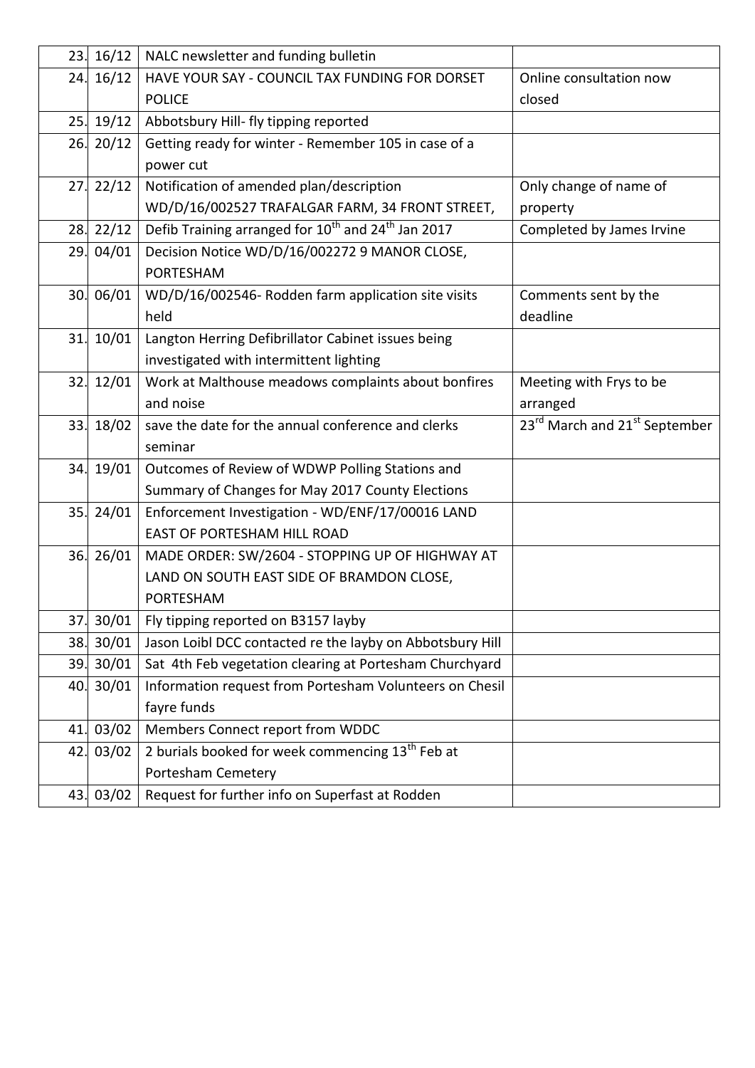| | | | |
|---|---|---|---|
| 23. | 16/12 | NALC newsletter and funding bulletin | |
| 24. | 16/12 | HAVE YOUR SAY - COUNCIL TAX FUNDING FOR DORSET POLICE | Online consultation now closed |
| 25. | 19/12 | Abbotsbury Hill- fly tipping reported | |
| 26. | 20/12 | Getting ready for winter - Remember 105 in case of a power cut | |
| 27. | 22/12 | Notification of amended plan/description WD/D/16/002527 TRAFALGAR FARM, 34 FRONT STREET, | Only change of name of property |
| 28. | 22/12 | Defib Training arranged for 10th and 24th Jan 2017 | Completed by James Irvine |
| 29. | 04/01 | Decision Notice WD/D/16/002272 9 MANOR CLOSE, PORTESHAM | |
| 30. | 06/01 | WD/D/16/002546- Rodden farm application site visits held | Comments sent by the deadline |
| 31. | 10/01 | Langton Herring Defibrillator Cabinet issues being investigated with intermittent lighting | |
| 32. | 12/01 | Work at Malthouse meadows complaints about bonfires and noise | Meeting with Frys to be arranged |
| 33. | 18/02 | save the date for the annual conference and clerks seminar | 23rd March and 21st September |
| 34. | 19/01 | Outcomes of Review of WDWP Polling Stations and Summary of Changes for May 2017 County Elections | |
| 35. | 24/01 | Enforcement Investigation - WD/ENF/17/00016 LAND EAST OF PORTESHAM HILL ROAD | |
| 36. | 26/01 | MADE ORDER: SW/2604 - STOPPING UP OF HIGHWAY AT LAND ON SOUTH EAST SIDE OF BRAMDON CLOSE, PORTESHAM | |
| 37. | 30/01 | Fly tipping reported on B3157 layby | |
| 38. | 30/01 | Jason Loibl DCC contacted re the layby on Abbotsbury Hill | |
| 39. | 30/01 | Sat 4th Feb vegetation clearing at Portesham Churchyard | |
| 40. | 30/01 | Information request from Portesham Volunteers on Chesil fayre funds | |
| 41. | 03/02 | Members Connect report from WDDC | |
| 42. | 03/02 | 2 burials booked for week commencing 13th Feb at Portesham Cemetery | |
| 43. | 03/02 | Request for further info on Superfast at Rodden | |